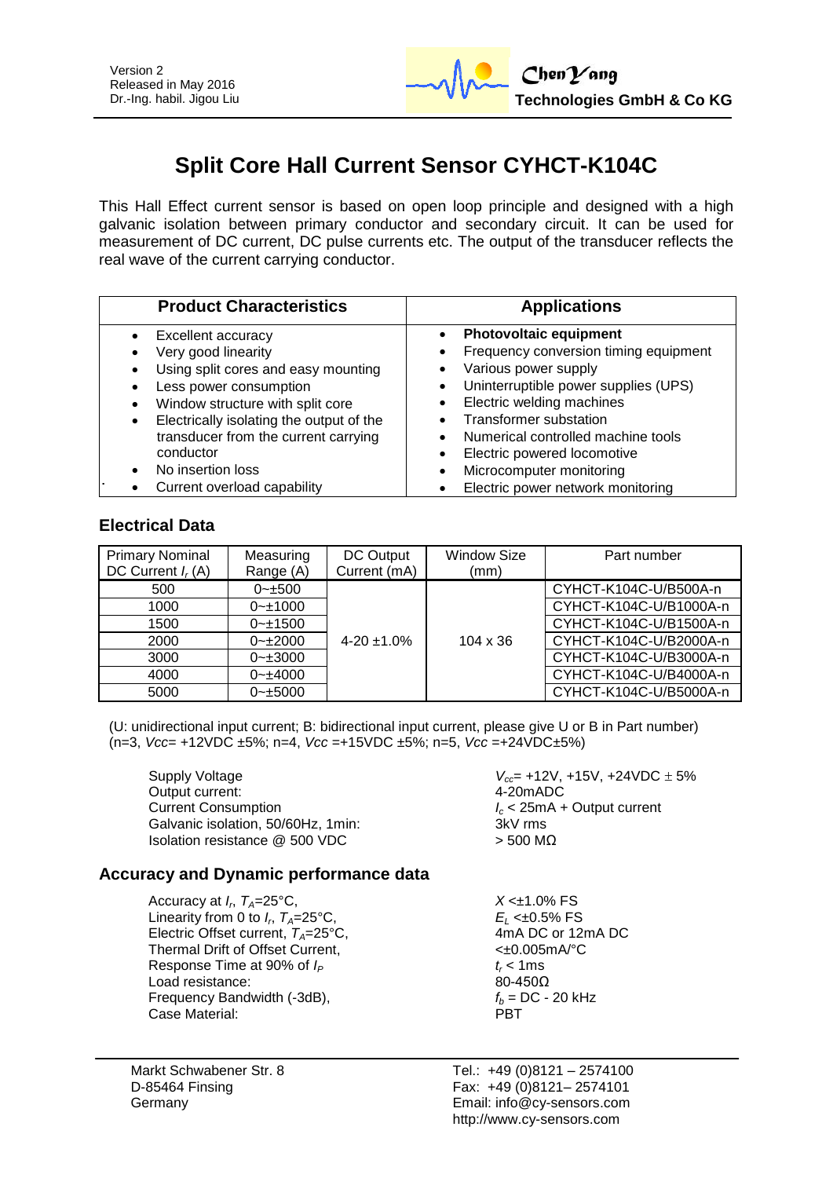Version 2
Released in May 2016
Dr.-Ing. habil. Jigou Liu

**ChenYang Technologies GmbH & Co KG**

# Split Core Hall Current Sensor CYHCT-K104C

This Hall Effect current sensor is based on open loop principle and designed with a high galvanic isolation between primary conductor and secondary circuit. It can be used for measurement of DC current, DC pulse currents etc. The output of the transducer reflects the real wave of the current carrying conductor.

| Product Characteristics | Applications |
|---|---|
| • Excellent accuracy<br>• Very good linearity<br>• Using split cores and easy mounting<br>• Less power consumption<br>• Window structure with split core<br>• Electrically isolating the output of the transducer from the current carrying conductor<br>• No insertion loss<br>• Current overload capability | • **Photovoltaic equipment**<br>• Frequency conversion timing equipment<br>• Various power supply<br>• Uninterruptible power supplies (UPS)<br>• Electric welding machines<br>• Transformer substation<br>• Numerical controlled machine tools<br>• Electric powered locomotive<br>• Microcomputer monitoring<br>• Electric power network monitoring |

## Electrical Data

| Primary Nominal DC Current $I_r$ (A) | Measuring Range (A) | DC Output Current (mA) | Window Size (mm) | Part number |
|---|---|---|---|---|
| 500 | 0~±500 | 4-20 ±1.0% | 104 x 36 | CYHCT-K104C-U/B500A-n |
| 1000 | 0~±1000 | | | CYHCT-K104C-U/B1000A-n |
| 1500 | 0~±1500 | | | CYHCT-K104C-U/B1500A-n |
| 2000 | 0~±2000 | | | CYHCT-K104C-U/B2000A-n |
| 3000 | 0~±3000 | | | CYHCT-K104C-U/B3000A-n |
| 4000 | 0~±4000 | | | CYHCT-K104C-U/B4000A-n |
| 5000 | 0~±5000 | | | CYHCT-K104C-U/B5000A-n |

(U: unidirectional input current; B: bidirectional input current, please give U or B in Part number)
(n=3, *Vcc*= +12VDC ±5%; n=4, *Vcc* =+15VDC ±5%; n=5, *Vcc* =+24VDC±5%)

| | |
|---|---|
| Supply Voltage | $V_{cc}$= +12V, +15V, +24VDC ± 5% |
| Output current: | 4-20mADC |
| Current Consumption | $I_c$ < 25mA + Output current |
| Galvanic isolation, 50/60Hz, 1min: | 3kV rms |
| Isolation resistance @ 500 VDC | > 500 MΩ |

## Accuracy and Dynamic performance data

| | |
|---|---|
| Accuracy at $I_r$, $T_A$=25°C, | $X$ <±1.0% FS |
| Linearity from 0 to $I_r$, $T_A$=25°C, | $E_L$ <±0.5% FS |
| Electric Offset current, $T_A$=25°C, | 4mA DC or 12mA DC |
| Thermal Drift of Offset Current, | <±0.005mA/°C |
| Response Time at 90% of $I_P$ | $t_r$ < 1ms |
| Load resistance: | 80-450Ω |
| Frequency Bandwidth (-3dB), | $f_b$ = DC - 20 kHz |
| Case Material: | PBT |

Markt Schwabener Str. 8
D-85464 Finsing
Germany

Tel.: +49 (0)8121 – 2574100
Fax: +49 (0)8121– 2574101
Email: info@cy-sensors.com
http://www.cy-sensors.com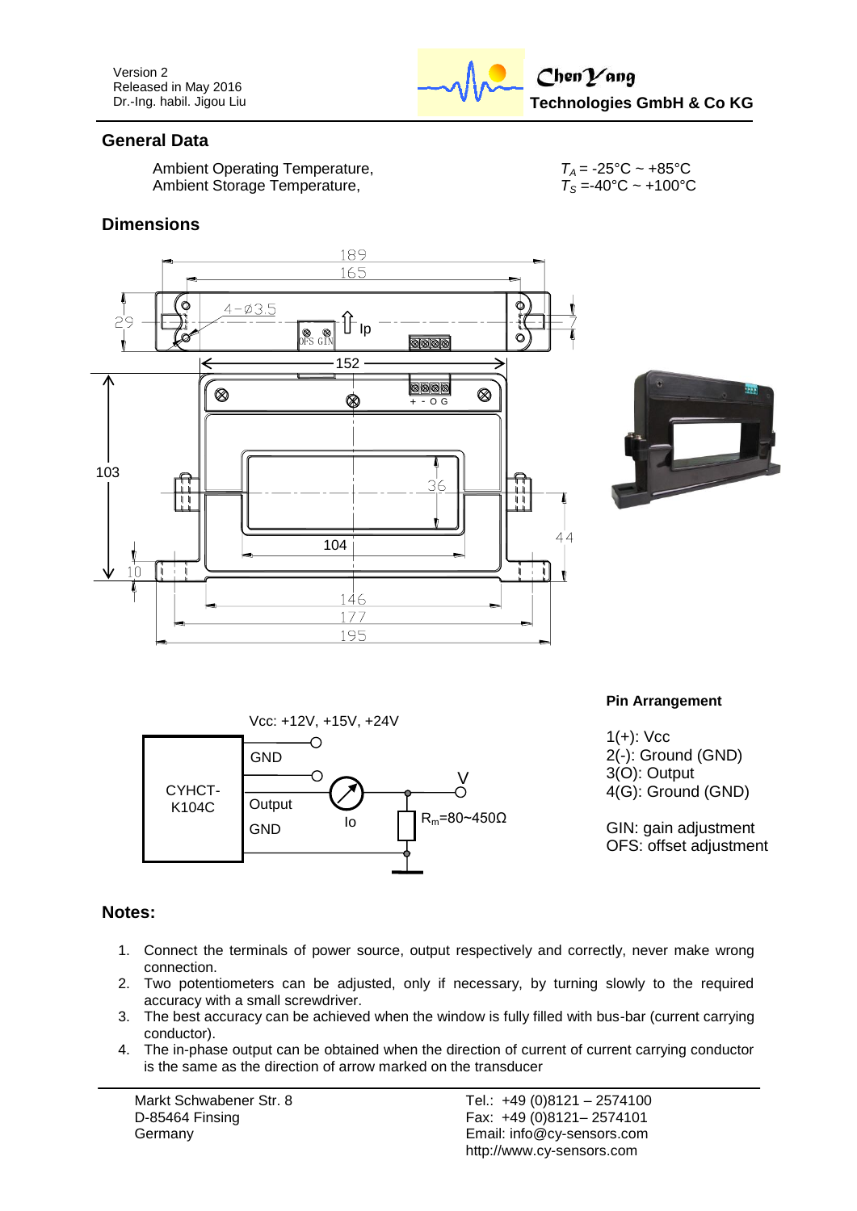## General Data

Ambient Operating Temperature, $T_A$ = -25°C ~ +85°C
Ambient Storage Temperature, $T_S$ =-40°C ~ +100°C

## Dimensions

189
165
4−Ø3.5
29
7
OFS GIN
Ip
152
+ - O G
103
36
104
44
10
146
177
195

Vcc: +12V, +15V, +24V
GND
CYHCT-K104C
Output
GND
Io
V
$R_m$=80~450Ω

**Pin Arrangement**

1(+): Vcc
2(-): Ground (GND)
3(O): Output
4(G): Ground (GND)

GIN: gain adjustment
OFS: offset adjustment

## Notes:

1. Connect the terminals of power source, output respectively and correctly, never make wrong connection.
2. Two potentiometers can be adjusted, only if necessary, by turning slowly to the required accuracy with a small screwdriver.
3. The best accuracy can be achieved when the window is fully filled with bus-bar (current carrying conductor).
4. The in-phase output can be obtained when the direction of current of current carrying conductor is the same as the direction of arrow marked on the transducer